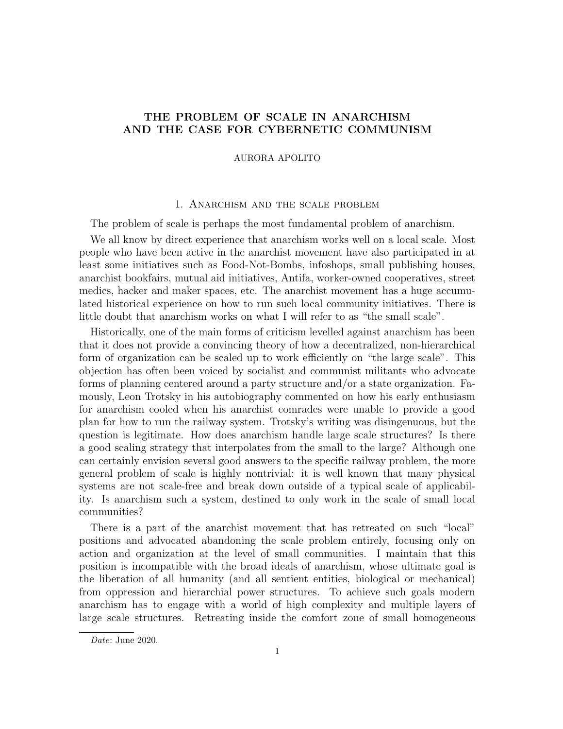# THE PROBLEM OF SCALE IN ANARCHISM AND THE CASE FOR CYBERNETIC COMMUNISM

AURORA APOLITO

## 1. Anarchism and the scale problem

The problem of scale is perhaps the most fundamental problem of anarchism.

We all know by direct experience that anarchism works well on a local scale. Most people who have been active in the anarchist movement have also participated in at least some initiatives such as Food-Not-Bombs, infoshops, small publishing houses, anarchist bookfairs, mutual aid initiatives, Antifa, worker-owned cooperatives, street medics, hacker and maker spaces, etc. The anarchist movement has a huge accumulated historical experience on how to run such local community initiatives. There is little doubt that anarchism works on what I will refer to as "the small scale".

Historically, one of the main forms of criticism levelled against anarchism has been that it does not provide a convincing theory of how a decentralized, non-hierarchical form of organization can be scaled up to work efficiently on "the large scale". This objection has often been voiced by socialist and communist militants who advocate forms of planning centered around a party structure and/or a state organization. Famously, Leon Trotsky in his autobiography commented on how his early enthusiasm for anarchism cooled when his anarchist comrades were unable to provide a good plan for how to run the railway system. Trotsky's writing was disingenuous, but the question is legitimate. How does anarchism handle large scale structures? Is there a good scaling strategy that interpolates from the small to the large? Although one can certainly envision several good answers to the specific railway problem, the more general problem of scale is highly nontrivial: it is well known that many physical systems are not scale-free and break down outside of a typical scale of applicability. Is anarchism such a system, destined to only work in the scale of small local communities?

There is a part of the anarchist movement that has retreated on such "local" positions and advocated abandoning the scale problem entirely, focusing only on action and organization at the level of small communities. I maintain that this position is incompatible with the broad ideals of anarchism, whose ultimate goal is the liberation of all humanity (and all sentient entities, biological or mechanical) from oppression and hierarchial power structures. To achieve such goals modern anarchism has to engage with a world of high complexity and multiple layers of large scale structures. Retreating inside the comfort zone of small homogeneous

*Date*: June 2020.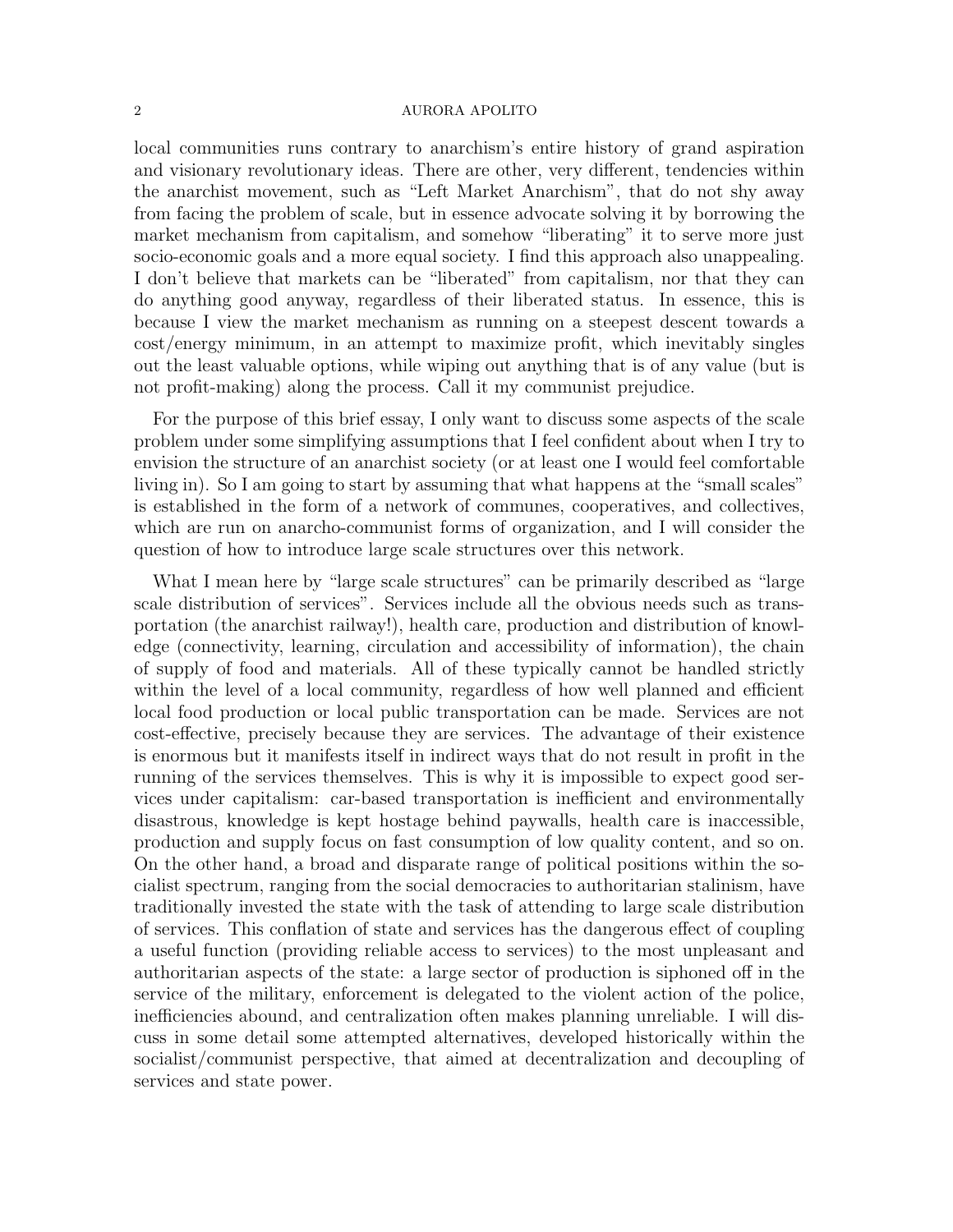local communities runs contrary to anarchism's entire history of grand aspiration and visionary revolutionary ideas. There are other, very different, tendencies within the anarchist movement, such as "Left Market Anarchism", that do not shy away from facing the problem of scale, but in essence advocate solving it by borrowing the market mechanism from capitalism, and somehow "liberating" it to serve more just socio-economic goals and a more equal society. I find this approach also unappealing. I don't believe that markets can be "liberated" from capitalism, nor that they can do anything good anyway, regardless of their liberated status. In essence, this is because I view the market mechanism as running on a steepest descent towards a cost/energy minimum, in an attempt to maximize profit, which inevitably singles out the least valuable options, while wiping out anything that is of any value (but is not profit-making) along the process. Call it my communist prejudice.

For the purpose of this brief essay, I only want to discuss some aspects of the scale problem under some simplifying assumptions that I feel confident about when I try to envision the structure of an anarchist society (or at least one I would feel comfortable living in). So I am going to start by assuming that what happens at the "small scales" is established in the form of a network of communes, cooperatives, and collectives, which are run on anarcho-communist forms of organization, and I will consider the question of how to introduce large scale structures over this network.

What I mean here by "large scale structures" can be primarily described as "large scale distribution of services". Services include all the obvious needs such as transportation (the anarchist railway!), health care, production and distribution of knowledge (connectivity, learning, circulation and accessibility of information), the chain of supply of food and materials. All of these typically cannot be handled strictly within the level of a local community, regardless of how well planned and efficient local food production or local public transportation can be made. Services are not cost-effective, precisely because they are services. The advantage of their existence is enormous but it manifests itself in indirect ways that do not result in profit in the running of the services themselves. This is why it is impossible to expect good services under capitalism: car-based transportation is inefficient and environmentally disastrous, knowledge is kept hostage behind paywalls, health care is inaccessible, production and supply focus on fast consumption of low quality content, and so on. On the other hand, a broad and disparate range of political positions within the socialist spectrum, ranging from the social democracies to authoritarian stalinism, have traditionally invested the state with the task of attending to large scale distribution of services. This conflation of state and services has the dangerous effect of coupling a useful function (providing reliable access to services) to the most unpleasant and authoritarian aspects of the state: a large sector of production is siphoned off in the service of the military, enforcement is delegated to the violent action of the police, inefficiencies abound, and centralization often makes planning unreliable. I will discuss in some detail some attempted alternatives, developed historically within the socialist/communist perspective, that aimed at decentralization and decoupling of services and state power.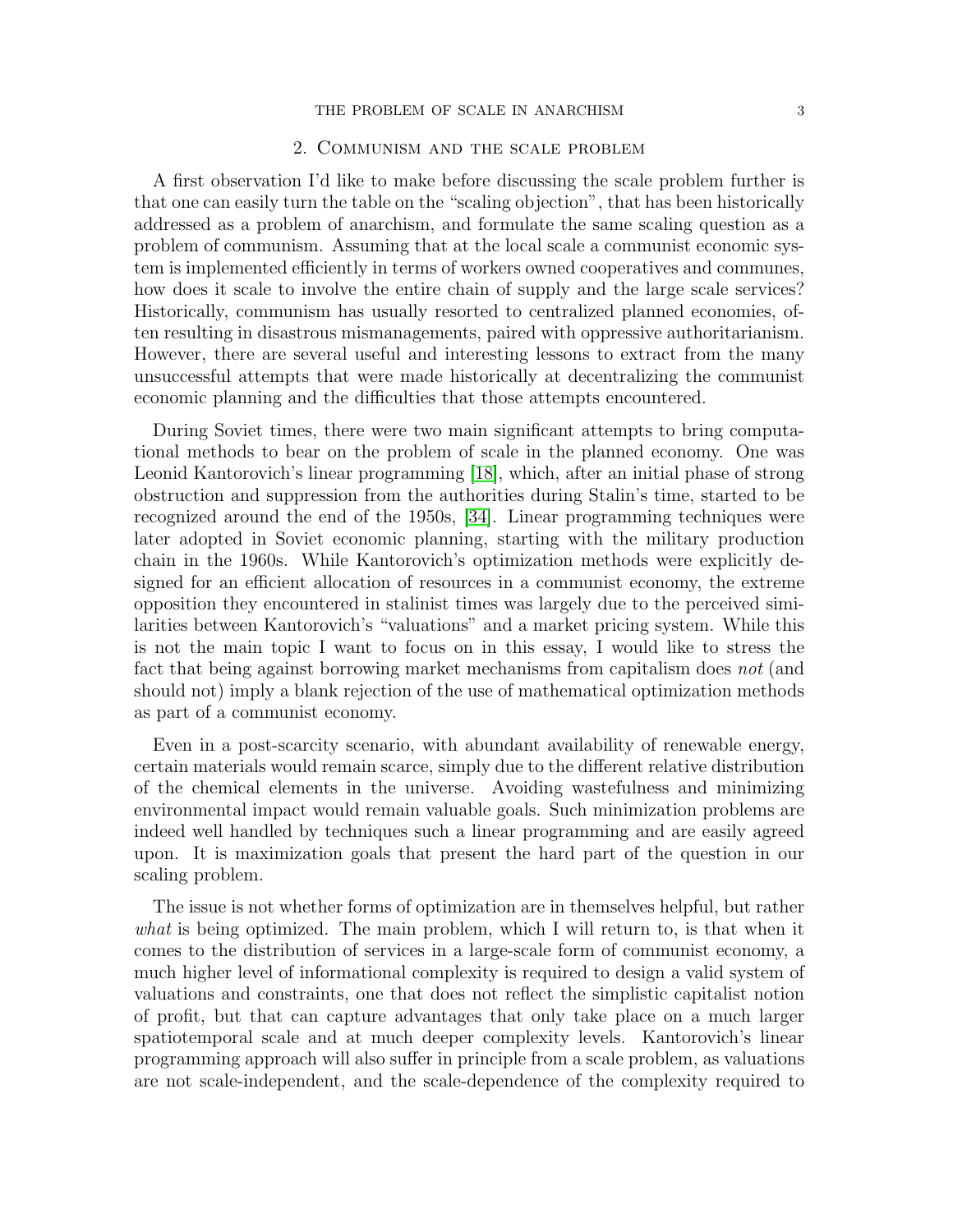## 2. Communism and the scale problem

A first observation I'd like to make before discussing the scale problem further is that one can easily turn the table on the "scaling objection", that has been historically addressed as a problem of anarchism, and formulate the same scaling question as a problem of communism. Assuming that at the local scale a communist economic system is implemented efficiently in terms of workers owned cooperatives and communes, how does it scale to involve the entire chain of supply and the large scale services? Historically, communism has usually resorted to centralized planned economies, often resulting in disastrous mismanagements, paired with oppressive authoritarianism. However, there are several useful and interesting lessons to extract from the many unsuccessful attempts that were made historically at decentralizing the communist economic planning and the difficulties that those attempts encountered.

During Soviet times, there were two main significant attempts to bring computational methods to bear on the problem of scale in the planned economy. One was Leonid Kantorovich's linear programming [18], which, after an initial phase of strong obstruction and suppression from the authorities during Stalin's time, started to be recognized around the end of the 1950s, [34]. Linear programming techniques were later adopted in Soviet economic planning, starting with the military production chain in the 1960s. While Kantorovich's optimization methods were explicitly designed for an efficient allocation of resources in a communist economy, the extreme opposition they encountered in stalinist times was largely due to the perceived similarities between Kantorovich's "valuations" and a market pricing system. While this is not the main topic I want to focus on in this essay, I would like to stress the fact that being against borrowing market mechanisms from capitalism does *not* (and should not) imply a blank rejection of the use of mathematical optimization methods as part of a communist economy.

Even in a post-scarcity scenario, with abundant availability of renewable energy, certain materials would remain scarce, simply due to the different relative distribution of the chemical elements in the universe. Avoiding wastefulness and minimizing environmental impact would remain valuable goals. Such minimization problems are indeed well handled by techniques such a linear programming and are easily agreed upon. It is maximization goals that present the hard part of the question in our scaling problem.

The issue is not whether forms of optimization are in themselves helpful, but rather *what* is being optimized. The main problem, which I will return to, is that when it comes to the distribution of services in a large-scale form of communist economy, a much higher level of informational complexity is required to design a valid system of valuations and constraints, one that does not reflect the simplistic capitalist notion of profit, but that can capture advantages that only take place on a much larger spatiotemporal scale and at much deeper complexity levels. Kantorovich's linear programming approach will also suffer in principle from a scale problem, as valuations are not scale-independent, and the scale-dependence of the complexity required to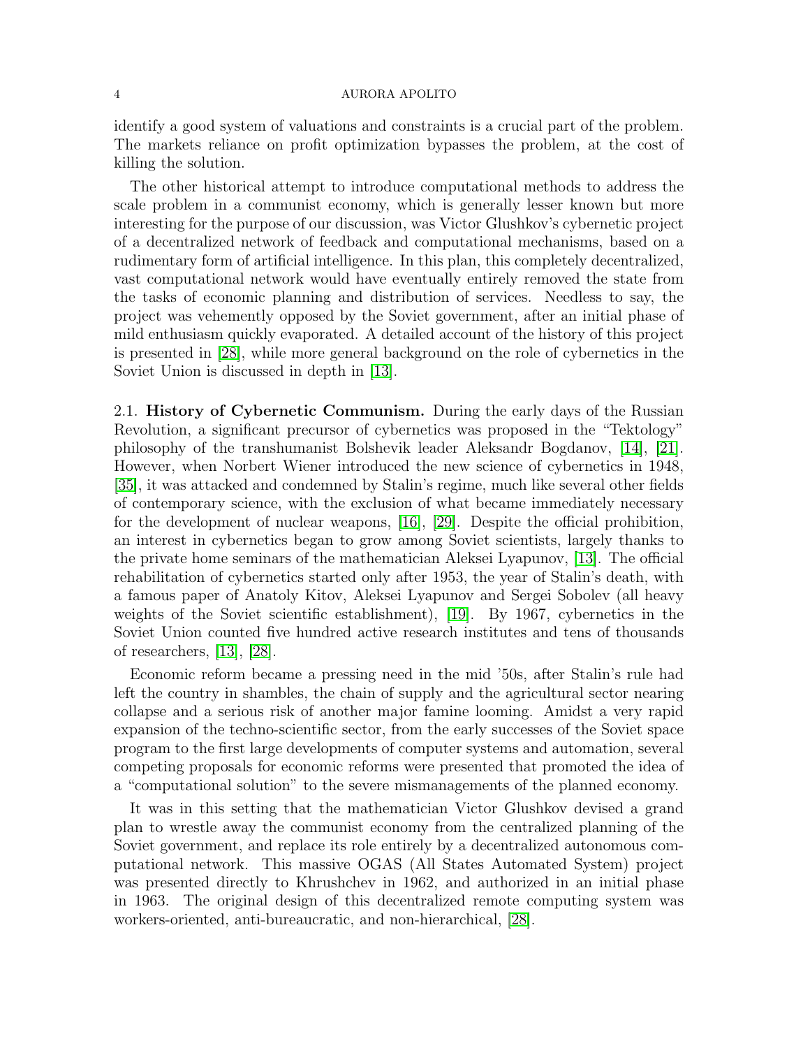identify a good system of valuations and constraints is a crucial part of the problem. The markets reliance on profit optimization bypasses the problem, at the cost of killing the solution.

The other historical attempt to introduce computational methods to address the scale problem in a communist economy, which is generally lesser known but more interesting for the purpose of our discussion, was Victor Glushkov's cybernetic project of a decentralized network of feedback and computational mechanisms, based on a rudimentary form of artificial intelligence. In this plan, this completely decentralized, vast computational network would have eventually entirely removed the state from the tasks of economic planning and distribution of services. Needless to say, the project was vehemently opposed by the Soviet government, after an initial phase of mild enthusiasm quickly evaporated. A detailed account of the history of this project is presented in [28], while more general background on the role of cybernetics in the Soviet Union is discussed in depth in [13].

### 2.1. History of Cybernetic Communism.

During the early days of the Russian Revolution, a significant precursor of cybernetics was proposed in the "Tektology" philosophy of the transhumanist Bolshevik leader Aleksandr Bogdanov, [14], [21]. However, when Norbert Wiener introduced the new science of cybernetics in 1948, [35], it was attacked and condemned by Stalin's regime, much like several other fields of contemporary science, with the exclusion of what became immediately necessary for the development of nuclear weapons, [16], [29]. Despite the official prohibition, an interest in cybernetics began to grow among Soviet scientists, largely thanks to the private home seminars of the mathematician Aleksei Lyapunov, [13]. The official rehabilitation of cybernetics started only after 1953, the year of Stalin's death, with a famous paper of Anatoly Kitov, Aleksei Lyapunov and Sergei Sobolev (all heavy weights of the Soviet scientific establishment), [19]. By 1967, cybernetics in the Soviet Union counted five hundred active research institutes and tens of thousands of researchers, [13], [28].

Economic reform became a pressing need in the mid '50s, after Stalin's rule had left the country in shambles, the chain of supply and the agricultural sector nearing collapse and a serious risk of another major famine looming. Amidst a very rapid expansion of the techno-scientific sector, from the early successes of the Soviet space program to the first large developments of computer systems and automation, several competing proposals for economic reforms were presented that promoted the idea of a "computational solution" to the severe mismanagements of the planned economy.

It was in this setting that the mathematician Victor Glushkov devised a grand plan to wrestle away the communist economy from the centralized planning of the Soviet government, and replace its role entirely by a decentralized autonomous computational network. This massive OGAS (All States Automated System) project was presented directly to Khrushchev in 1962, and authorized in an initial phase in 1963. The original design of this decentralized remote computing system was workers-oriented, anti-bureaucratic, and non-hierarchical, [28].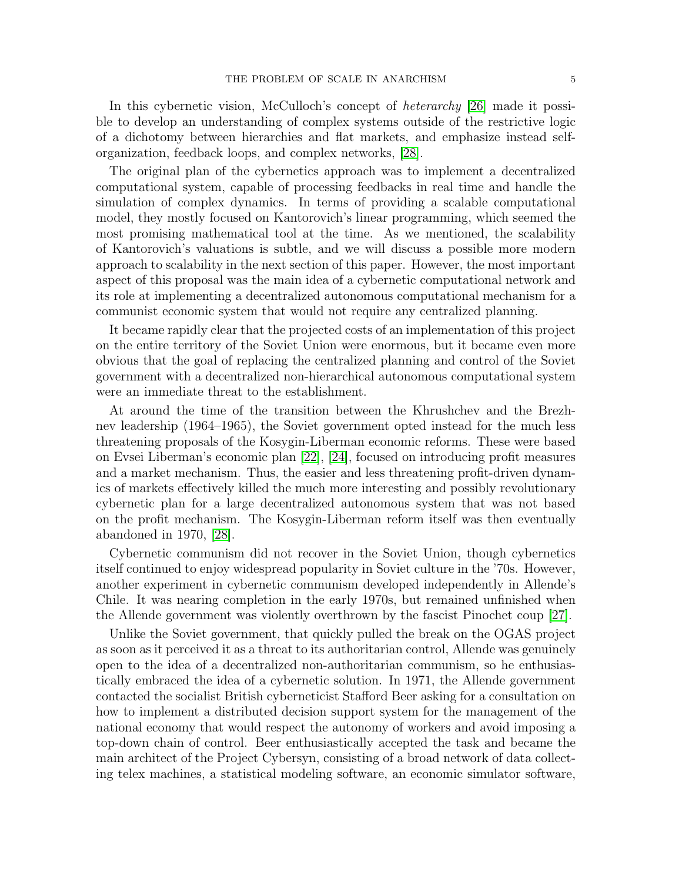In this cybernetic vision, McCulloch's concept of *heterarchy* [26] made it possible to develop an understanding of complex systems outside of the restrictive logic of a dichotomy between hierarchies and flat markets, and emphasize instead self-organization, feedback loops, and complex networks, [28].

The original plan of the cybernetics approach was to implement a decentralized computational system, capable of processing feedbacks in real time and handle the simulation of complex dynamics. In terms of providing a scalable computational model, they mostly focused on Kantorovich's linear programming, which seemed the most promising mathematical tool at the time. As we mentioned, the scalability of Kantorovich's valuations is subtle, and we will discuss a possible more modern approach to scalability in the next section of this paper. However, the most important aspect of this proposal was the main idea of a cybernetic computational network and its role at implementing a decentralized autonomous computational mechanism for a communist economic system that would not require any centralized planning.

It became rapidly clear that the projected costs of an implementation of this project on the entire territory of the Soviet Union were enormous, but it became even more obvious that the goal of replacing the centralized planning and control of the Soviet government with a decentralized non-hierarchical autonomous computational system were an immediate threat to the establishment.

At around the time of the transition between the Khrushchev and the Brezhnev leadership (1964–1965), the Soviet government opted instead for the much less threatening proposals of the Kosygin-Liberman economic reforms. These were based on Evsei Liberman's economic plan [22], [24], focused on introducing profit measures and a market mechanism. Thus, the easier and less threatening profit-driven dynamics of markets effectively killed the much more interesting and possibly revolutionary cybernetic plan for a large decentralized autonomous system that was not based on the profit mechanism. The Kosygin-Liberman reform itself was then eventually abandoned in 1970, [28].

Cybernetic communism did not recover in the Soviet Union, though cybernetics itself continued to enjoy widespread popularity in Soviet culture in the '70s. However, another experiment in cybernetic communism developed independently in Allende's Chile. It was nearing completion in the early 1970s, but remained unfinished when the Allende government was violently overthrown by the fascist Pinochet coup [27].

Unlike the Soviet government, that quickly pulled the break on the OGAS project as soon as it perceived it as a threat to its authoritarian control, Allende was genuinely open to the idea of a decentralized non-authoritarian communism, so he enthusiastically embraced the idea of a cybernetic solution. In 1971, the Allende government contacted the socialist British cyberneticist Stafford Beer asking for a consultation on how to implement a distributed decision support system for the management of the national economy that would respect the autonomy of workers and avoid imposing a top-down chain of control. Beer enthusiastically accepted the task and became the main architect of the Project Cybersyn, consisting of a broad network of data collecting telex machines, a statistical modeling software, an economic simulator software,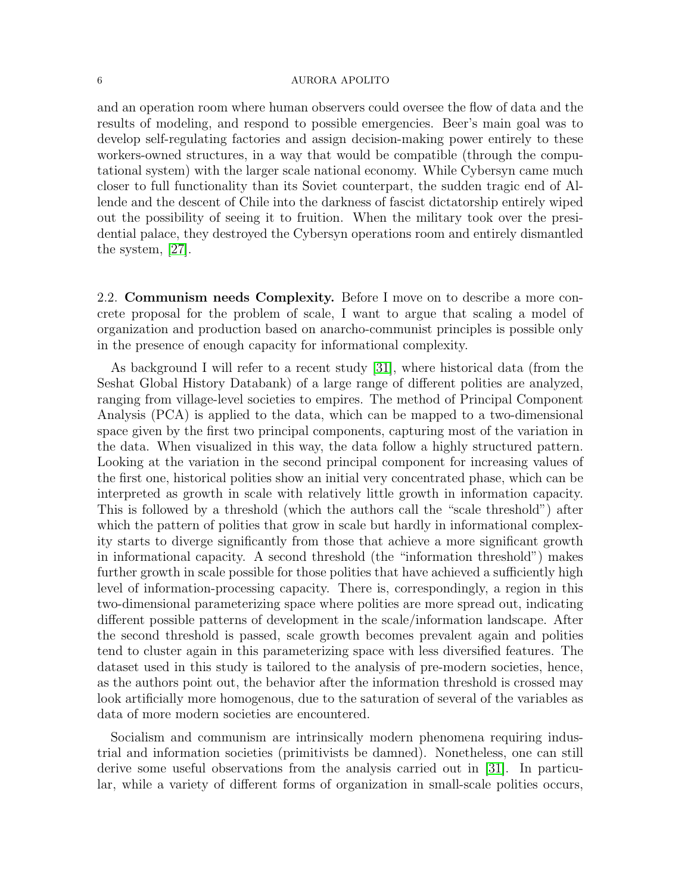and an operation room where human observers could oversee the flow of data and the results of modeling, and respond to possible emergencies. Beer's main goal was to develop self-regulating factories and assign decision-making power entirely to these workers-owned structures, in a way that would be compatible (through the computational system) with the larger scale national economy. While Cybersyn came much closer to full functionality than its Soviet counterpart, the sudden tragic end of Allende and the descent of Chile into the darkness of fascist dictatorship entirely wiped out the possibility of seeing it to fruition. When the military took over the presidential palace, they destroyed the Cybersyn operations room and entirely dismantled the system, [27].

## 2.2. Communism needs Complexity.

Before I move on to describe a more concrete proposal for the problem of scale, I want to argue that scaling a model of organization and production based on anarcho-communist principles is possible only in the presence of enough capacity for informational complexity.

As background I will refer to a recent study [31], where historical data (from the Seshat Global History Databank) of a large range of different polities are analyzed, ranging from village-level societies to empires. The method of Principal Component Analysis (PCA) is applied to the data, which can be mapped to a two-dimensional space given by the first two principal components, capturing most of the variation in the data. When visualized in this way, the data follow a highly structured pattern. Looking at the variation in the second principal component for increasing values of the first one, historical polities show an initial very concentrated phase, which can be interpreted as growth in scale with relatively little growth in information capacity. This is followed by a threshold (which the authors call the "scale threshold") after which the pattern of polities that grow in scale but hardly in informational complexity starts to diverge significantly from those that achieve a more significant growth in informational capacity. A second threshold (the "information threshold") makes further growth in scale possible for those polities that have achieved a sufficiently high level of information-processing capacity. There is, correspondingly, a region in this two-dimensional parameterizing space where polities are more spread out, indicating different possible patterns of development in the scale/information landscape. After the second threshold is passed, scale growth becomes prevalent again and polities tend to cluster again in this parameterizing space with less diversified features. The dataset used in this study is tailored to the analysis of pre-modern societies, hence, as the authors point out, the behavior after the information threshold is crossed may look artificially more homogenous, due to the saturation of several of the variables as data of more modern societies are encountered.

Socialism and communism are intrinsically modern phenomena requiring industrial and information societies (primitivists be damned). Nonetheless, one can still derive some useful observations from the analysis carried out in [31]. In particular, while a variety of different forms of organization in small-scale polities occurs,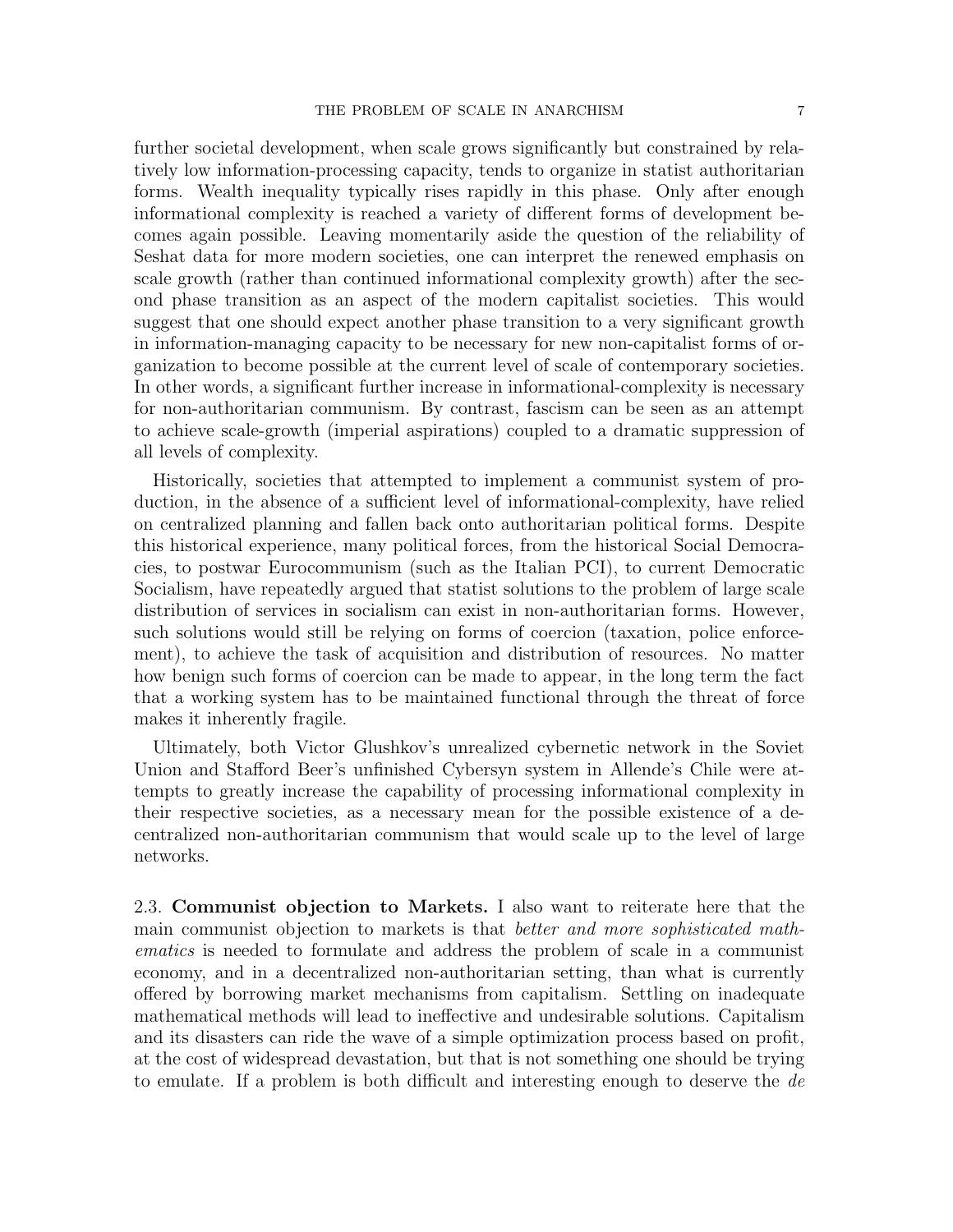further societal development, when scale grows significantly but constrained by relatively low information-processing capacity, tends to organize in statist authoritarian forms. Wealth inequality typically rises rapidly in this phase. Only after enough informational complexity is reached a variety of different forms of development becomes again possible. Leaving momentarily aside the question of the reliability of Seshat data for more modern societies, one can interpret the renewed emphasis on scale growth (rather than continued informational complexity growth) after the second phase transition as an aspect of the modern capitalist societies. This would suggest that one should expect another phase transition to a very significant growth in information-managing capacity to be necessary for new non-capitalist forms of organization to become possible at the current level of scale of contemporary societies. In other words, a significant further increase in informational-complexity is necessary for non-authoritarian communism. By contrast, fascism can be seen as an attempt to achieve scale-growth (imperial aspirations) coupled to a dramatic suppression of all levels of complexity.

Historically, societies that attempted to implement a communist system of production, in the absence of a sufficient level of informational-complexity, have relied on centralized planning and fallen back onto authoritarian political forms. Despite this historical experience, many political forces, from the historical Social Democracies, to postwar Eurocommunism (such as the Italian PCI), to current Democratic Socialism, have repeatedly argued that statist solutions to the problem of large scale distribution of services in socialism can exist in non-authoritarian forms. However, such solutions would still be relying on forms of coercion (taxation, police enforcement), to achieve the task of acquisition and distribution of resources. No matter how benign such forms of coercion can be made to appear, in the long term the fact that a working system has to be maintained functional through the threat of force makes it inherently fragile.

Ultimately, both Victor Glushkov's unrealized cybernetic network in the Soviet Union and Stafford Beer's unfinished Cybersyn system in Allende's Chile were attempts to greatly increase the capability of processing informational complexity in their respective societies, as a necessary mean for the possible existence of a decentralized non-authoritarian communism that would scale up to the level of large networks.

2.3. **Communist objection to Markets.** I also want to reiterate here that the main communist objection to markets is that *better and more sophisticated mathematics* is needed to formulate and address the problem of scale in a communist economy, and in a decentralized non-authoritarian setting, than what is currently offered by borrowing market mechanisms from capitalism. Settling on inadequate mathematical methods will lead to ineffective and undesirable solutions. Capitalism and its disasters can ride the wave of a simple optimization process based on profit, at the cost of widespread devastation, but that is not something one should be trying to emulate. If a problem is both difficult and interesting enough to deserve the *de*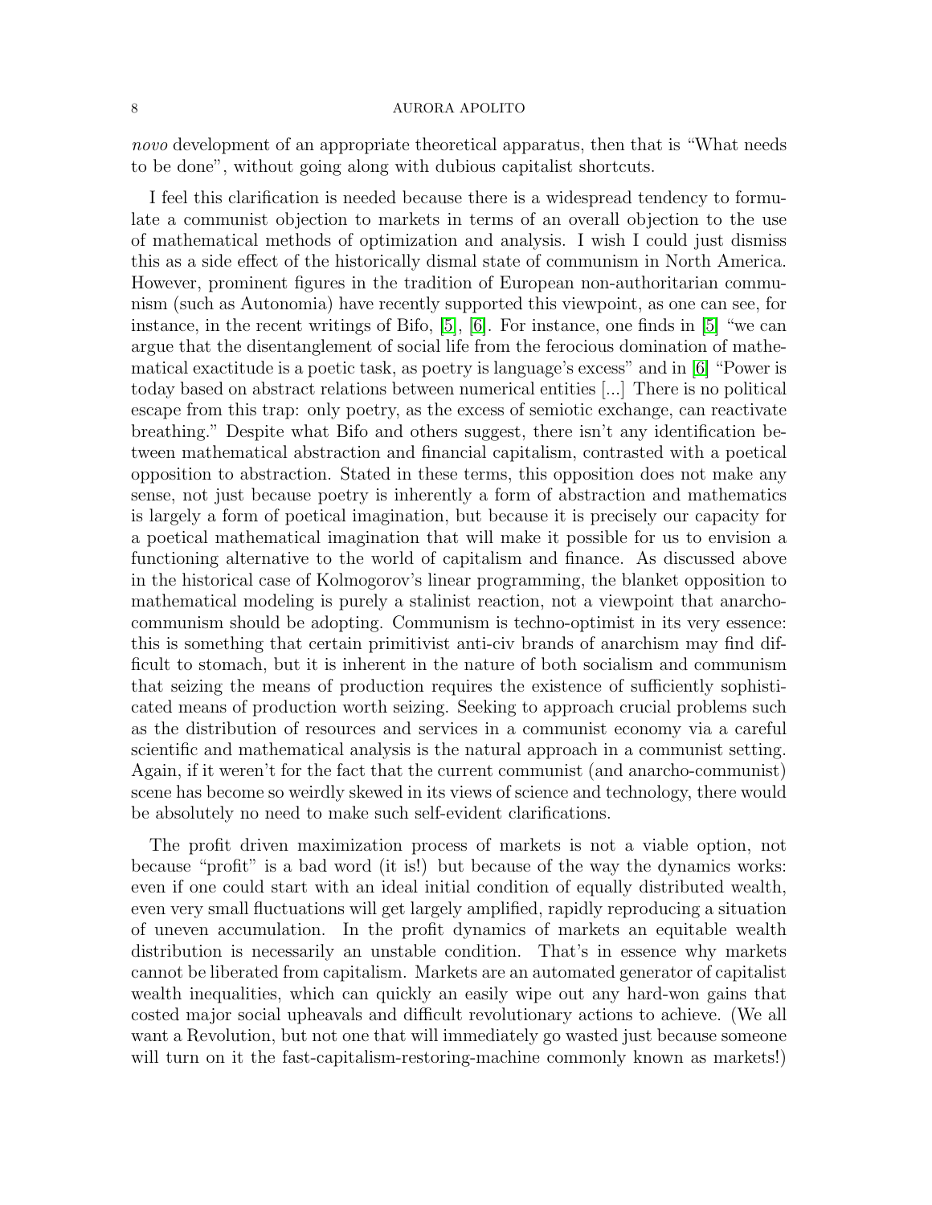*novo* development of an appropriate theoretical apparatus, then that is "What needs to be done", without going along with dubious capitalist shortcuts.

I feel this clarification is needed because there is a widespread tendency to formulate a communist objection to markets in terms of an overall objection to the use of mathematical methods of optimization and analysis. I wish I could just dismiss this as a side effect of the historically dismal state of communism in North America. However, prominent figures in the tradition of European non-authoritarian communism (such as Autonomia) have recently supported this viewpoint, as one can see, for instance, in the recent writings of Bifo, [5], [6]. For instance, one finds in [5] "we can argue that the disentanglement of social life from the ferocious domination of mathematical exactitude is a poetic task, as poetry is language's excess" and in [6] "Power is today based on abstract relations between numerical entities [...] There is no political escape from this trap: only poetry, as the excess of semiotic exchange, can reactivate breathing." Despite what Bifo and others suggest, there isn't any identification between mathematical abstraction and financial capitalism, contrasted with a poetical opposition to abstraction. Stated in these terms, this opposition does not make any sense, not just because poetry is inherently a form of abstraction and mathematics is largely a form of poetical imagination, but because it is precisely our capacity for a poetical mathematical imagination that will make it possible for us to envision a functioning alternative to the world of capitalism and finance. As discussed above in the historical case of Kolmogorov's linear programming, the blanket opposition to mathematical modeling is purely a stalinist reaction, not a viewpoint that anarcho-communism should be adopting. Communism is techno-optimist in its very essence: this is something that certain primitivist anti-civ brands of anarchism may find difficult to stomach, but it is inherent in the nature of both socialism and communism that seizing the means of production requires the existence of sufficiently sophisticated means of production worth seizing. Seeking to approach crucial problems such as the distribution of resources and services in a communist economy via a careful scientific and mathematical analysis is the natural approach in a communist setting. Again, if it weren't for the fact that the current communist (and anarcho-communist) scene has become so weirdly skewed in its views of science and technology, there would be absolutely no need to make such self-evident clarifications.

The profit driven maximization process of markets is not a viable option, not because "profit" is a bad word (it is!) but because of the way the dynamics works: even if one could start with an ideal initial condition of equally distributed wealth, even very small fluctuations will get largely amplified, rapidly reproducing a situation of uneven accumulation. In the profit dynamics of markets an equitable wealth distribution is necessarily an unstable condition. That's in essence why markets cannot be liberated from capitalism. Markets are an automated generator of capitalist wealth inequalities, which can quickly an easily wipe out any hard-won gains that costed major social upheavals and difficult revolutionary actions to achieve. (We all want a Revolution, but not one that will immediately go wasted just because someone will turn on it the fast-capitalism-restoring-machine commonly known as markets!)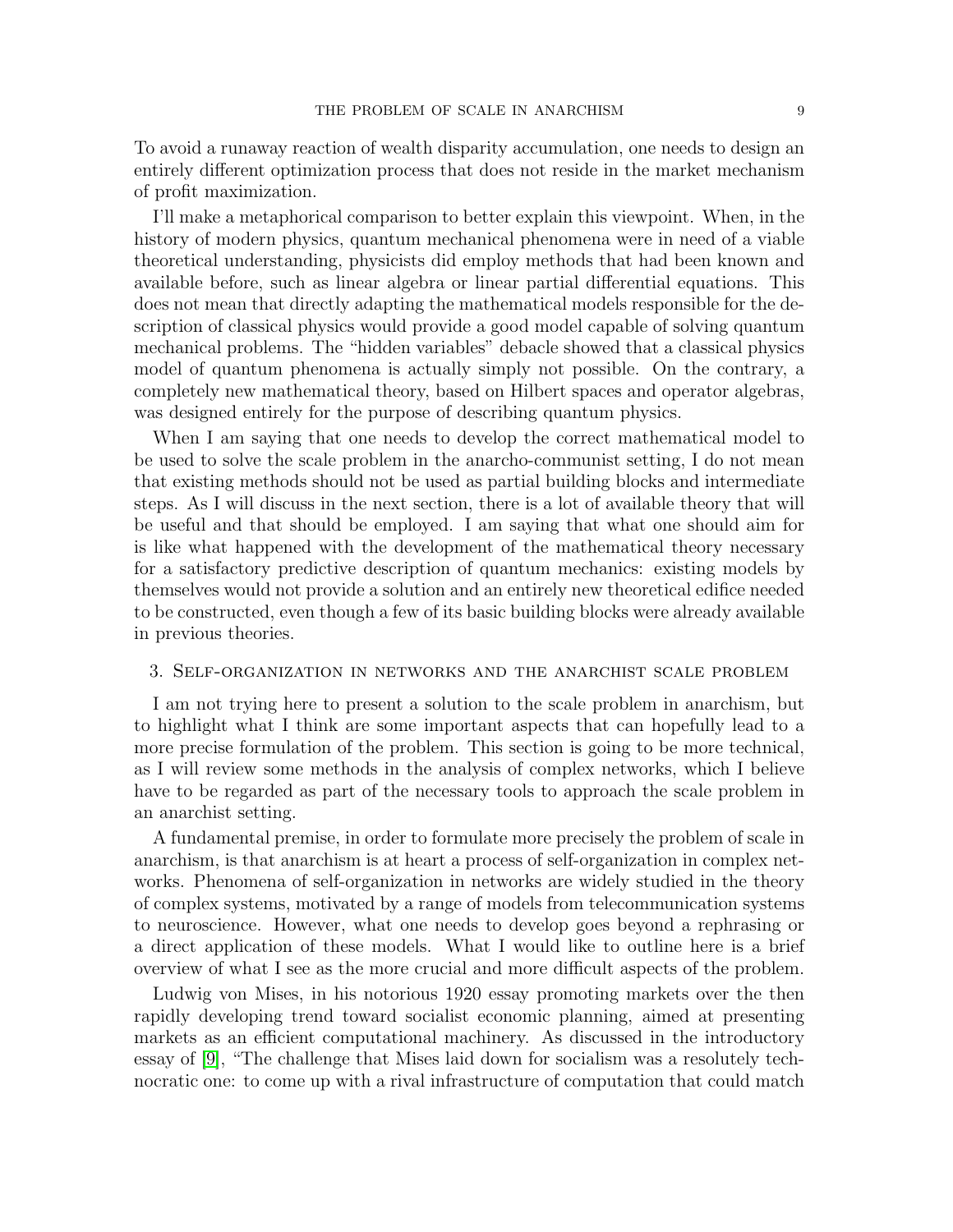To avoid a runaway reaction of wealth disparity accumulation, one needs to design an entirely different optimization process that does not reside in the market mechanism of profit maximization.

I'll make a metaphorical comparison to better explain this viewpoint. When, in the history of modern physics, quantum mechanical phenomena were in need of a viable theoretical understanding, physicists did employ methods that had been known and available before, such as linear algebra or linear partial differential equations. This does not mean that directly adapting the mathematical models responsible for the description of classical physics would provide a good model capable of solving quantum mechanical problems. The "hidden variables" debacle showed that a classical physics model of quantum phenomena is actually simply not possible. On the contrary, a completely new mathematical theory, based on Hilbert spaces and operator algebras, was designed entirely for the purpose of describing quantum physics.

When I am saying that one needs to develop the correct mathematical model to be used to solve the scale problem in the anarcho-communist setting, I do not mean that existing methods should not be used as partial building blocks and intermediate steps. As I will discuss in the next section, there is a lot of available theory that will be useful and that should be employed. I am saying that what one should aim for is like what happened with the development of the mathematical theory necessary for a satisfactory predictive description of quantum mechanics: existing models by themselves would not provide a solution and an entirely new theoretical edifice needed to be constructed, even though a few of its basic building blocks were already available in previous theories.

## 3. Self-organization in networks and the anarchist scale problem

I am not trying here to present a solution to the scale problem in anarchism, but to highlight what I think are some important aspects that can hopefully lead to a more precise formulation of the problem. This section is going to be more technical, as I will review some methods in the analysis of complex networks, which I believe have to be regarded as part of the necessary tools to approach the scale problem in an anarchist setting.

A fundamental premise, in order to formulate more precisely the problem of scale in anarchism, is that anarchism is at heart a process of self-organization in complex networks. Phenomena of self-organization in networks are widely studied in the theory of complex systems, motivated by a range of models from telecommunication systems to neuroscience. However, what one needs to develop goes beyond a rephrasing or a direct application of these models. What I would like to outline here is a brief overview of what I see as the more crucial and more difficult aspects of the problem.

Ludwig von Mises, in his notorious 1920 essay promoting markets over the then rapidly developing trend toward socialist economic planning, aimed at presenting markets as an efficient computational machinery. As discussed in the introductory essay of [9], "The challenge that Mises laid down for socialism was a resolutely technocratic one: to come up with a rival infrastructure of computation that could match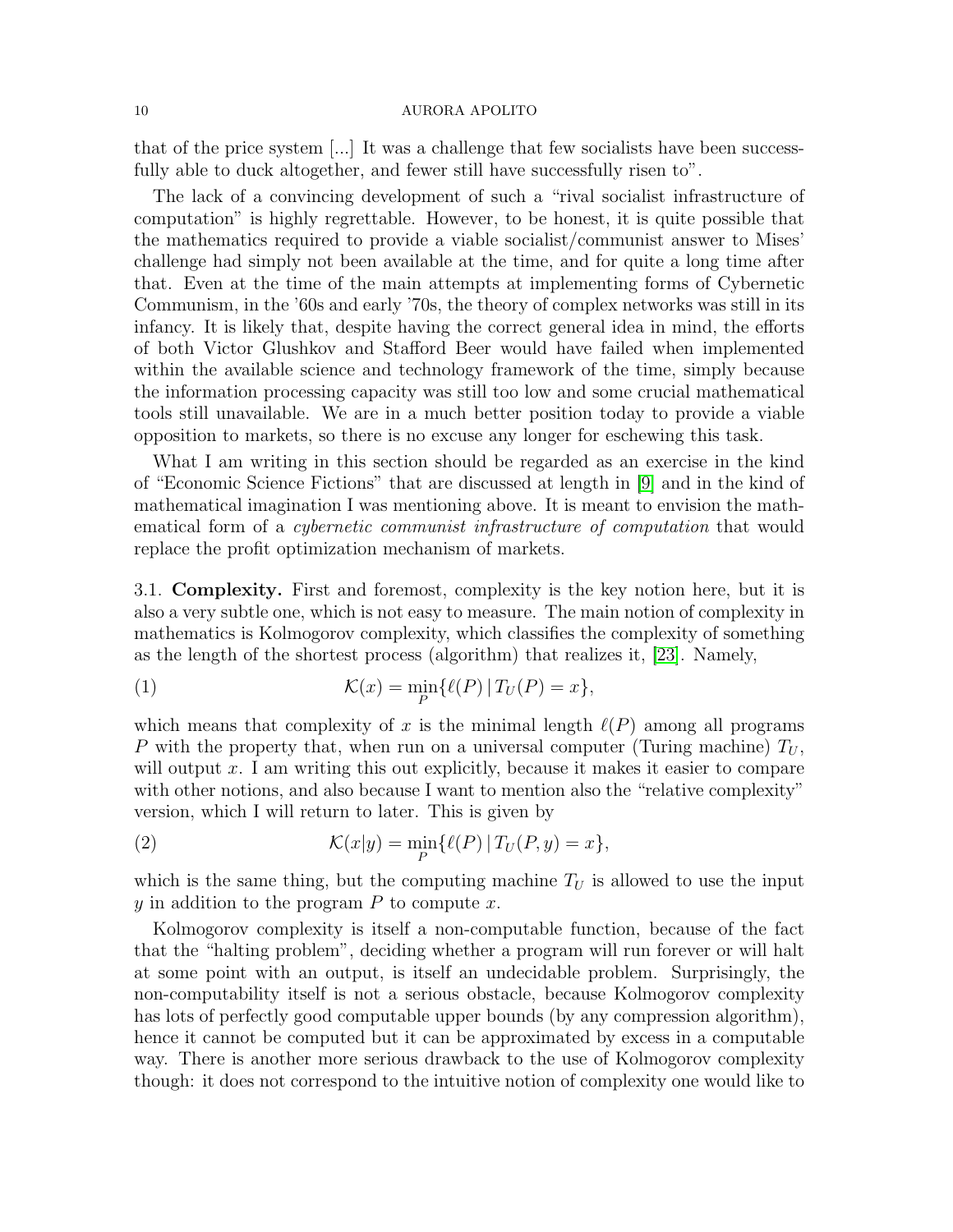that of the price system [...] It was a challenge that few socialists have been successfully able to duck altogether, and fewer still have successfully risen to".

The lack of a convincing development of such a "rival socialist infrastructure of computation" is highly regrettable. However, to be honest, it is quite possible that the mathematics required to provide a viable socialist/communist answer to Mises' challenge had simply not been available at the time, and for quite a long time after that. Even at the time of the main attempts at implementing forms of Cybernetic Communism, in the '60s and early '70s, the theory of complex networks was still in its infancy. It is likely that, despite having the correct general idea in mind, the efforts of both Victor Glushkov and Stafford Beer would have failed when implemented within the available science and technology framework of the time, simply because the information processing capacity was still too low and some crucial mathematical tools still unavailable. We are in a much better position today to provide a viable opposition to markets, so there is no excuse any longer for eschewing this task.

What I am writing in this section should be regarded as an exercise in the kind of "Economic Science Fictions" that are discussed at length in [9] and in the kind of mathematical imagination I was mentioning above. It is meant to envision the mathematical form of a *cybernetic communist infrastructure of computation* that would replace the profit optimization mechanism of markets.

3.1. **Complexity.** First and foremost, complexity is the key notion here, but it is also a very subtle one, which is not easy to measure. The main notion of complexity in mathematics is Kolmogorov complexity, which classifies the complexity of something as the length of the shortest process (algorithm) that realizes it, [23]. Namely,

$$\mathcal{K}(x) = \min_P \{\ell(P) \,|\, T_U(P) = x\}, \tag{1}$$

which means that complexity of $x$ is the minimal length $\ell(P)$ among all programs $P$ with the property that, when run on a universal computer (Turing machine) $T_U$, will output $x$. I am writing this out explicitly, because it makes it easier to compare with other notions, and also because I want to mention also the "relative complexity" version, which I will return to later. This is given by

$$\mathcal{K}(x|y) = \min_P \{\ell(P) \,|\, T_U(P, y) = x\}, \tag{2}$$

which is the same thing, but the computing machine $T_U$ is allowed to use the input $y$ in addition to the program $P$ to compute $x$.

Kolmogorov complexity is itself a non-computable function, because of the fact that the "halting problem", deciding whether a program will run forever or will halt at some point with an output, is itself an undecidable problem. Surprisingly, the non-computability itself is not a serious obstacle, because Kolmogorov complexity has lots of perfectly good computable upper bounds (by any compression algorithm), hence it cannot be computed but it can be approximated by excess in a computable way. There is another more serious drawback to the use of Kolmogorov complexity though: it does not correspond to the intuitive notion of complexity one would like to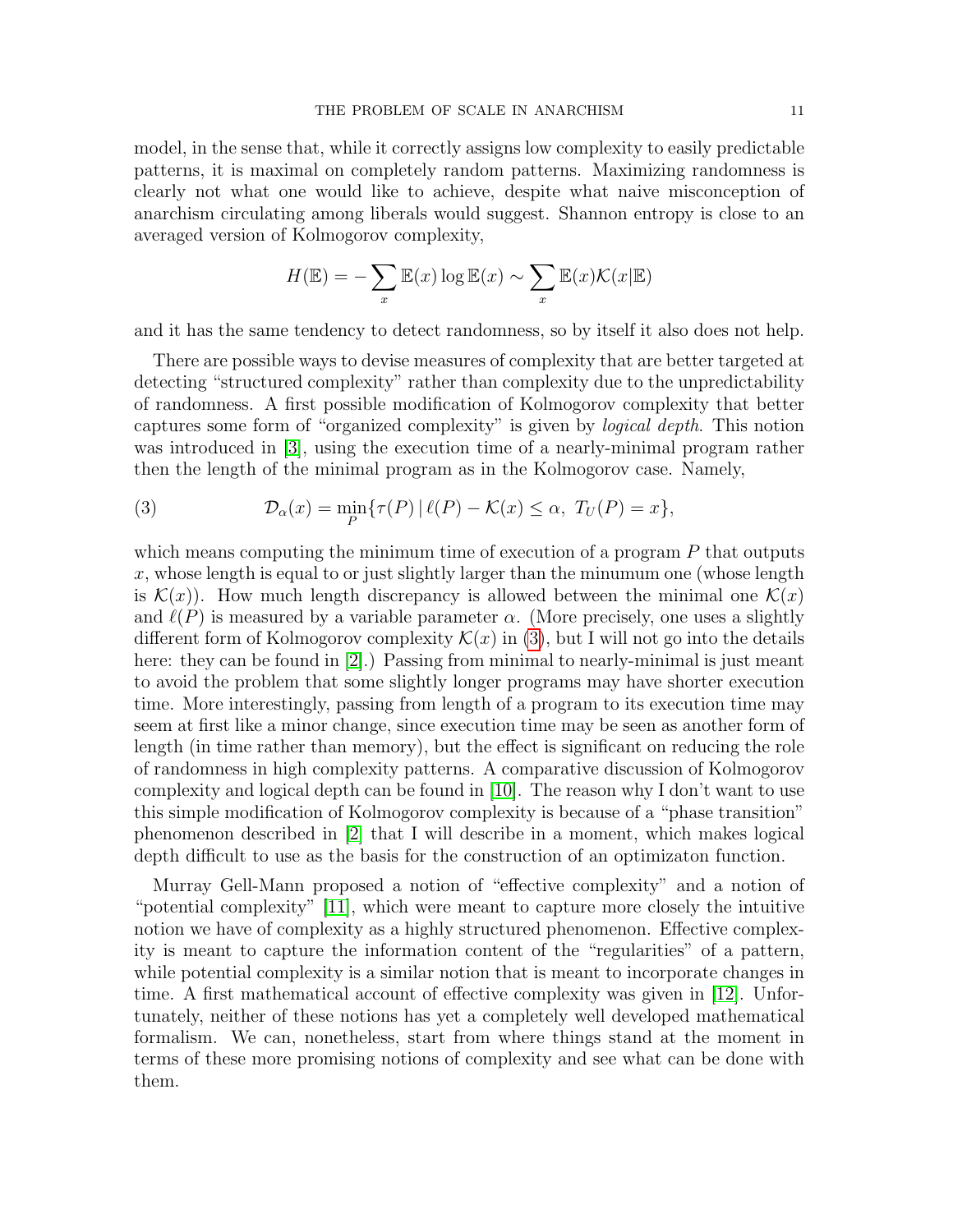model, in the sense that, while it correctly assigns low complexity to easily predictable patterns, it is maximal on completely random patterns. Maximizing randomness is clearly not what one would like to achieve, despite what naive misconception of anarchism circulating among liberals would suggest. Shannon entropy is close to an averaged version of Kolmogorov complexity,

$$H(\mathbb{E}) = -\sum_x \mathbb{E}(x) \log \mathbb{E}(x) \sim \sum_x \mathbb{E}(x) \mathcal{K}(x|\mathbb{E})$$

and it has the same tendency to detect randomness, so by itself it also does not help.

There are possible ways to devise measures of complexity that are better targeted at detecting "structured complexity" rather than complexity due to the unpredictability of randomness. A first possible modification of Kolmogorov complexity that better captures some form of "organized complexity" is given by *logical depth*. This notion was introduced in [3], using the execution time of a nearly-minimal program rather then the length of the minimal program as in the Kolmogorov case. Namely,

$$\mathcal{D}_\alpha(x) = \min_P \{ \tau(P) \,|\, \ell(P) - \mathcal{K}(x) \leq \alpha, \ T_U(P) = x \}, \tag{3}$$

which means computing the minimum time of execution of a program $P$ that outputs $x$, whose length is equal to or just slightly larger than the minumum one (whose length is $\mathcal{K}(x)$). How much length discrepancy is allowed between the minimal one $\mathcal{K}(x)$ and $\ell(P)$ is measured by a variable parameter $\alpha$. (More precisely, one uses a slightly different form of Kolmogorov complexity $\mathcal{K}(x)$ in (3), but I will not go into the details here: they can be found in [2].) Passing from minimal to nearly-minimal is just meant to avoid the problem that some slightly longer programs may have shorter execution time. More interestingly, passing from length of a program to its execution time may seem at first like a minor change, since execution time may be seen as another form of length (in time rather than memory), but the effect is significant on reducing the role of randomness in high complexity patterns. A comparative discussion of Kolmogorov complexity and logical depth can be found in [10]. The reason why I don't want to use this simple modification of Kolmogorov complexity is because of a "phase transition" phenomenon described in [2] that I will describe in a moment, which makes logical depth difficult to use as the basis for the construction of an optimizaton function.

Murray Gell-Mann proposed a notion of "effective complexity" and a notion of "potential complexity" [11], which were meant to capture more closely the intuitive notion we have of complexity as a highly structured phenomenon. Effective complexity is meant to capture the information content of the "regularities" of a pattern, while potential complexity is a similar notion that is meant to incorporate changes in time. A first mathematical account of effective complexity was given in [12]. Unfortunately, neither of these notions has yet a completely well developed mathematical formalism. We can, nonetheless, start from where things stand at the moment in terms of these more promising notions of complexity and see what can be done with them.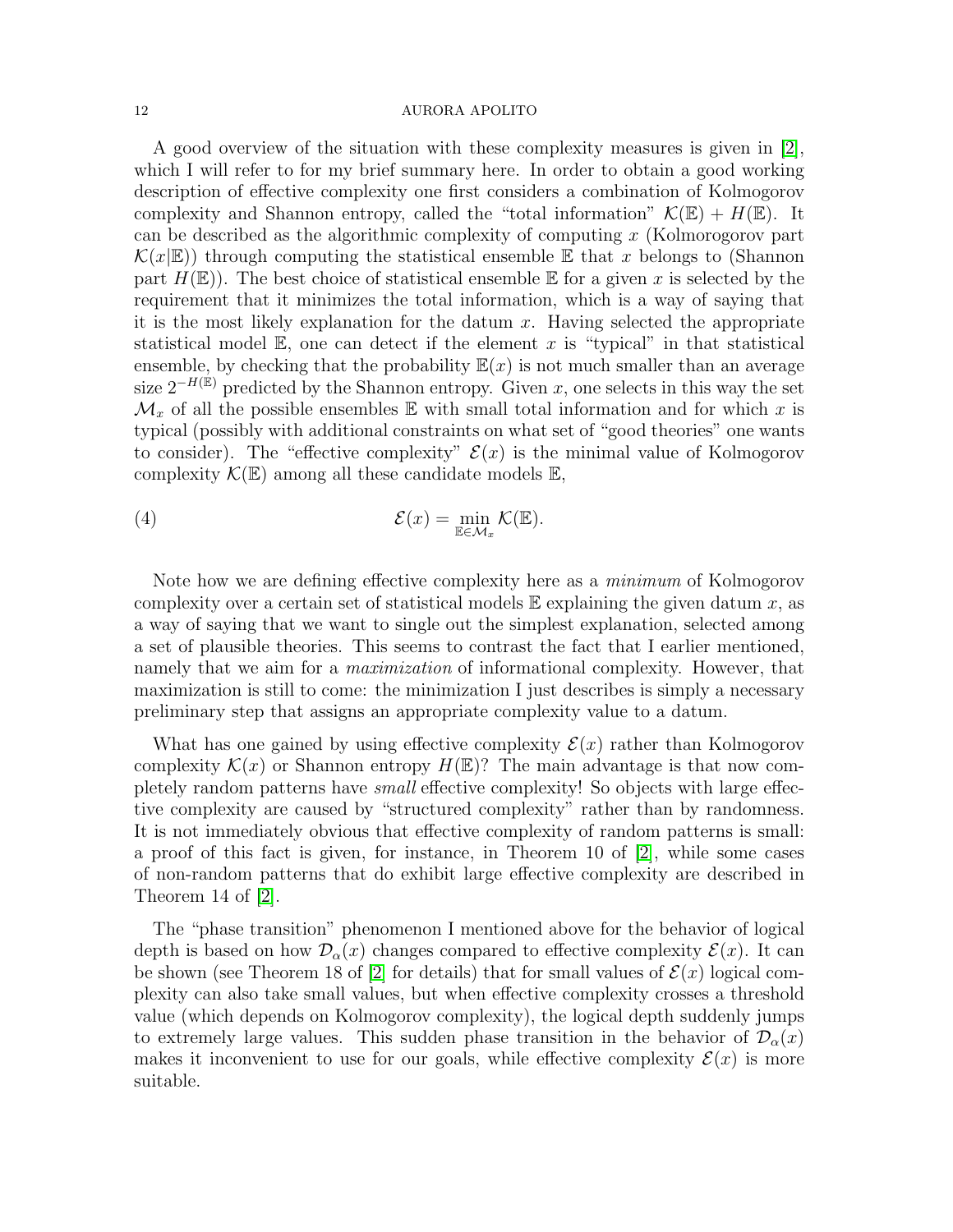A good overview of the situation with these complexity measures is given in [2], which I will refer to for my brief summary here. In order to obtain a good working description of effective complexity one first considers a combination of Kolmogorov complexity and Shannon entropy, called the "total information" $\mathcal{K}(\mathbb{E}) + H(\mathbb{E})$. It can be described as the algorithmic complexity of computing $x$ (Kolmorogorov part $\mathcal{K}(x|\mathbb{E})$) through computing the statistical ensemble $\mathbb{E}$ that $x$ belongs to (Shannon part $H(\mathbb{E})$). The best choice of statistical ensemble $\mathbb{E}$ for a given $x$ is selected by the requirement that it minimizes the total information, which is a way of saying that it is the most likely explanation for the datum $x$. Having selected the appropriate statistical model $\mathbb{E}$, one can detect if the element $x$ is "typical" in that statistical ensemble, by checking that the probability $\mathbb{E}(x)$ is not much smaller than an average size $2^{-H(\mathbb{E})}$ predicted by the Shannon entropy. Given $x$, one selects in this way the set $\mathcal{M}_x$ of all the possible ensembles $\mathbb{E}$ with small total information and for which $x$ is typical (possibly with additional constraints on what set of "good theories" one wants to consider). The "effective complexity" $\mathcal{E}(x)$ is the minimal value of Kolmogorov complexity $\mathcal{K}(\mathbb{E})$ among all these candidate models $\mathbb{E}$,

$$\mathcal{E}(x) = \min_{\mathbb{E}\in\mathcal{M}_x} \mathcal{K}(\mathbb{E}). \tag{4}$$

Note how we are defining effective complexity here as a *minimum* of Kolmogorov complexity over a certain set of statistical models $\mathbb{E}$ explaining the given datum $x$, as a way of saying that we want to single out the simplest explanation, selected among a set of plausible theories. This seems to contrast the fact that I earlier mentioned, namely that we aim for a *maximization* of informational complexity. However, that maximization is still to come: the minimization I just describes is simply a necessary preliminary step that assigns an appropriate complexity value to a datum.

What has one gained by using effective complexity $\mathcal{E}(x)$ rather than Kolmogorov complexity $\mathcal{K}(x)$ or Shannon entropy $H(\mathbb{E})$? The main advantage is that now completely random patterns have *small* effective complexity! So objects with large effective complexity are caused by "structured complexity" rather than by randomness. It is not immediately obvious that effective complexity of random patterns is small: a proof of this fact is given, for instance, in Theorem 10 of [2], while some cases of non-random patterns that do exhibit large effective complexity are described in Theorem 14 of [2].

The "phase transition" phenomenon I mentioned above for the behavior of logical depth is based on how $\mathcal{D}_\alpha(x)$ changes compared to effective complexity $\mathcal{E}(x)$. It can be shown (see Theorem 18 of [2] for details) that for small values of $\mathcal{E}(x)$ logical complexity can also take small values, but when effective complexity crosses a threshold value (which depends on Kolmogorov complexity), the logical depth suddenly jumps to extremely large values. This sudden phase transition in the behavior of $\mathcal{D}_\alpha(x)$ makes it inconvenient to use for our goals, while effective complexity $\mathcal{E}(x)$ is more suitable.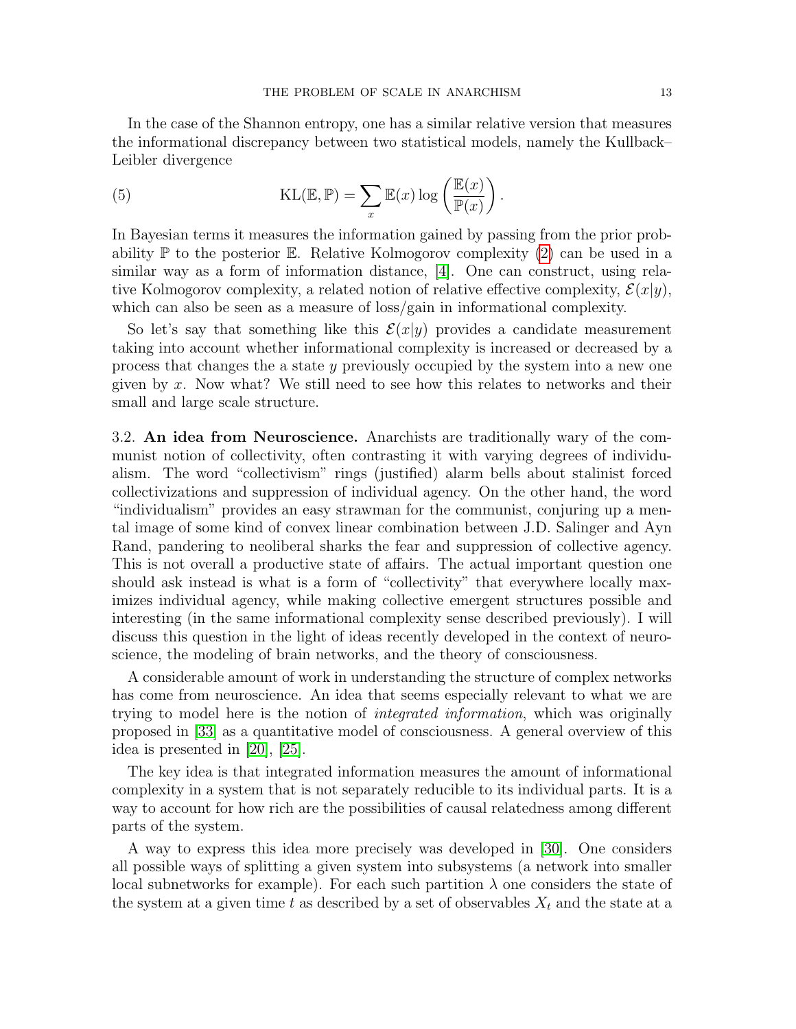In the case of the Shannon entropy, one has a similar relative version that measures the informational discrepancy between two statistical models, namely the Kullback–Leibler divergence

$$\mathrm{KL}(\mathbb{E}, \mathbb{P}) = \sum_x \mathbb{E}(x) \log\left(\frac{\mathbb{E}(x)}{\mathbb{P}(x)}\right). \tag{5}$$

In Bayesian terms it measures the information gained by passing from the prior probability $\mathbb{P}$ to the posterior $\mathbb{E}$. Relative Kolmogorov complexity (2) can be used in a similar way as a form of information distance, [4]. One can construct, using relative Kolmogorov complexity, a related notion of relative effective complexity, $\mathcal{E}(x|y)$, which can also be seen as a measure of loss/gain in informational complexity.

So let's say that something like this $\mathcal{E}(x|y)$ provides a candidate measurement taking into account whether informational complexity is increased or decreased by a process that changes the a state $y$ previously occupied by the system into a new one given by $x$. Now what? We still need to see how this relates to networks and their small and large scale structure.

### 3.2. An idea from Neuroscience.

Anarchists are traditionally wary of the communist notion of collectivity, often contrasting it with varying degrees of individualism. The word "collectivism" rings (justified) alarm bells about stalinist forced collectivizations and suppression of individual agency. On the other hand, the word "individualism" provides an easy strawman for the communist, conjuring up a mental image of some kind of convex linear combination between J.D. Salinger and Ayn Rand, pandering to neoliberal sharks the fear and suppression of collective agency. This is not overall a productive state of affairs. The actual important question one should ask instead is what is a form of "collectivity" that everywhere locally maximizes individual agency, while making collective emergent structures possible and interesting (in the same informational complexity sense described previously). I will discuss this question in the light of ideas recently developed in the context of neuroscience, the modeling of brain networks, and the theory of consciousness.

A considerable amount of work in understanding the structure of complex networks has come from neuroscience. An idea that seems especially relevant to what we are trying to model here is the notion of *integrated information*, which was originally proposed in [33] as a quantitative model of consciousness. A general overview of this idea is presented in [20], [25].

The key idea is that integrated information measures the amount of informational complexity in a system that is not separately reducible to its individual parts. It is a way to account for how rich are the possibilities of causal relatedness among different parts of the system.

A way to express this idea more precisely was developed in [30]. One considers all possible ways of splitting a given system into subsystems (a network into smaller local subnetworks for example). For each such partition $\lambda$ one considers the state of the system at a given time $t$ as described by a set of observables $X_t$ and the state at a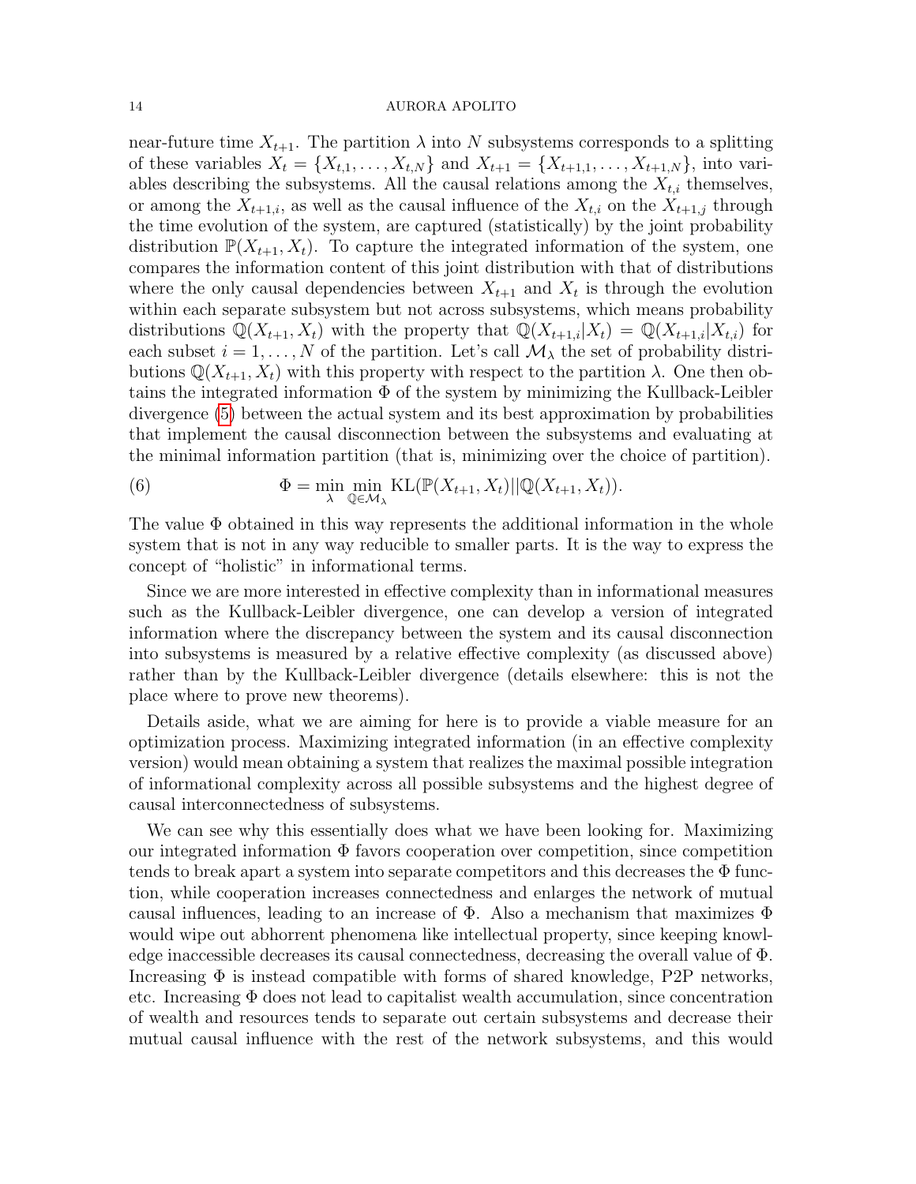near-future time $X_{t+1}$. The partition $\lambda$ into $N$ subsystems corresponds to a splitting of these variables $X_t = \{X_{t,1}, \dots, X_{t,N}\}$ and $X_{t+1} = \{X_{t+1,1}, \dots, X_{t+1,N}\}$, into variables describing the subsystems. All the causal relations among the $X_{t,i}$ themselves, or among the $X_{t+1,i}$, as well as the causal influence of the $X_{t,i}$ on the $X_{t+1,j}$ through the time evolution of the system, are captured (statistically) by the joint probability distribution $\mathbb{P}(X_{t+1}, X_t)$. To capture the integrated information of the system, one compares the information content of this joint distribution with that of distributions where the only causal dependencies between $X_{t+1}$ and $X_t$ is through the evolution within each separate subsystem but not across subsystems, which means probability distributions $\mathbb{Q}(X_{t+1}, X_t)$ with the property that $\mathbb{Q}(X_{t+1,i}|X_t) = \mathbb{Q}(X_{t+1,i}|X_{t,i})$ for each subset $i = 1, \dots, N$ of the partition. Let's call $\mathcal{M}_\lambda$ the set of probability distributions $\mathbb{Q}(X_{t+1}, X_t)$ with this property with respect to the partition $\lambda$. One then obtains the integrated information $\Phi$ of the system by minimizing the Kullback-Leibler divergence (5) between the actual system and its best approximation by probabilities that implement the causal disconnection between the subsystems and evaluating at the minimal information partition (that is, minimizing over the choice of partition).

$$\Phi = \min_{\lambda} \min_{\mathbb{Q} \in \mathcal{M}_\lambda} \mathrm{KL}(\mathbb{P}(X_{t+1}, X_t) || \mathbb{Q}(X_{t+1}, X_t)). \tag{6}$$

The value $\Phi$ obtained in this way represents the additional information in the whole system that is not in any way reducible to smaller parts. It is the way to express the concept of "holistic" in informational terms.

Since we are more interested in effective complexity than in informational measures such as the Kullback-Leibler divergence, one can develop a version of integrated information where the discrepancy between the system and its causal disconnection into subsystems is measured by a relative effective complexity (as discussed above) rather than by the Kullback-Leibler divergence (details elsewhere: this is not the place where to prove new theorems).

Details aside, what we are aiming for here is to provide a viable measure for an optimization process. Maximizing integrated information (in an effective complexity version) would mean obtaining a system that realizes the maximal possible integration of informational complexity across all possible subsystems and the highest degree of causal interconnectedness of subsystems.

We can see why this essentially does what we have been looking for. Maximizing our integrated information $\Phi$ favors cooperation over competition, since competition tends to break apart a system into separate competitors and this decreases the $\Phi$ function, while cooperation increases connectedness and enlarges the network of mutual causal influences, leading to an increase of $\Phi$. Also a mechanism that maximizes $\Phi$ would wipe out abhorrent phenomena like intellectual property, since keeping knowledge inaccessible decreases its causal connectedness, decreasing the overall value of $\Phi$. Increasing $\Phi$ is instead compatible with forms of shared knowledge, P2P networks, etc. Increasing $\Phi$ does not lead to capitalist wealth accumulation, since concentration of wealth and resources tends to separate out certain subsystems and decrease their mutual causal influence with the rest of the network subsystems, and this would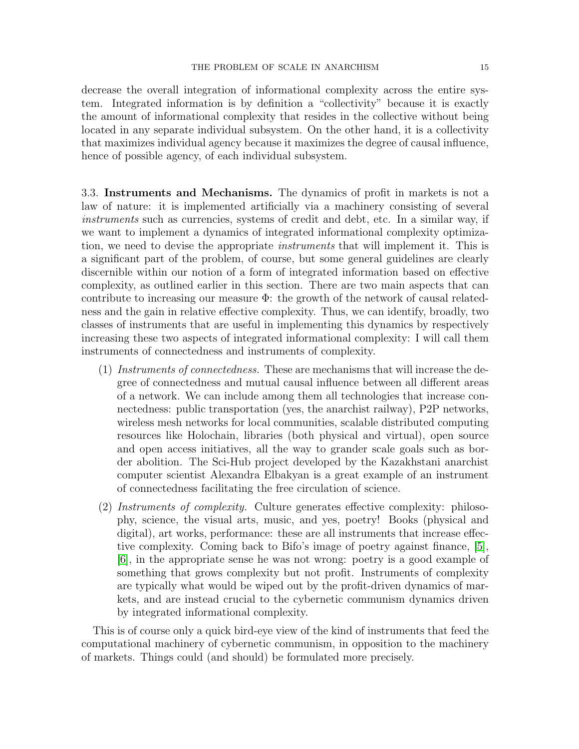decrease the overall integration of informational complexity across the entire system. Integrated information is by definition a "collectivity" because it is exactly the amount of informational complexity that resides in the collective without being located in any separate individual subsystem. On the other hand, it is a collectivity that maximizes individual agency because it maximizes the degree of causal influence, hence of possible agency, of each individual subsystem.

3.3. **Instruments and Mechanisms.** The dynamics of profit in markets is not a law of nature: it is implemented artificially via a machinery consisting of several *instruments* such as currencies, systems of credit and debt, etc. In a similar way, if we want to implement a dynamics of integrated informational complexity optimization, we need to devise the appropriate *instruments* that will implement it. This is a significant part of the problem, of course, but some general guidelines are clearly discernible within our notion of a form of integrated information based on effective complexity, as outlined earlier in this section. There are two main aspects that can contribute to increasing our measure $\Phi$: the growth of the network of causal relatedness and the gain in relative effective complexity. Thus, we can identify, broadly, two classes of instruments that are useful in implementing this dynamics by respectively increasing these two aspects of integrated informational complexity: I will call them instruments of connectedness and instruments of complexity.

1. *Instruments of connectedness.* These are mechanisms that will increase the degree of connectedness and mutual causal influence between all different areas of a network. We can include among them all technologies that increase connectedness: public transportation (yes, the anarchist railway), P2P networks, wireless mesh networks for local communities, scalable distributed computing resources like Holochain, libraries (both physical and virtual), open source and open access initiatives, all the way to grander scale goals such as border abolition. The Sci-Hub project developed by the Kazakhstani anarchist computer scientist Alexandra Elbakyan is a great example of an instrument of connectedness facilitating the free circulation of science.
2. *Instruments of complexity.* Culture generates effective complexity: philosophy, science, the visual arts, music, and yes, poetry! Books (physical and digital), art works, performance: these are all instruments that increase effective complexity. Coming back to Bifo's image of poetry against finance, [5], [6], in the appropriate sense he was not wrong: poetry is a good example of something that grows complexity but not profit. Instruments of complexity are typically what would be wiped out by the profit-driven dynamics of markets, and are instead crucial to the cybernetic communism dynamics driven by integrated informational complexity.

This is of course only a quick bird-eye view of the kind of instruments that feed the computational machinery of cybernetic communism, in opposition to the machinery of markets. Things could (and should) be formulated more precisely.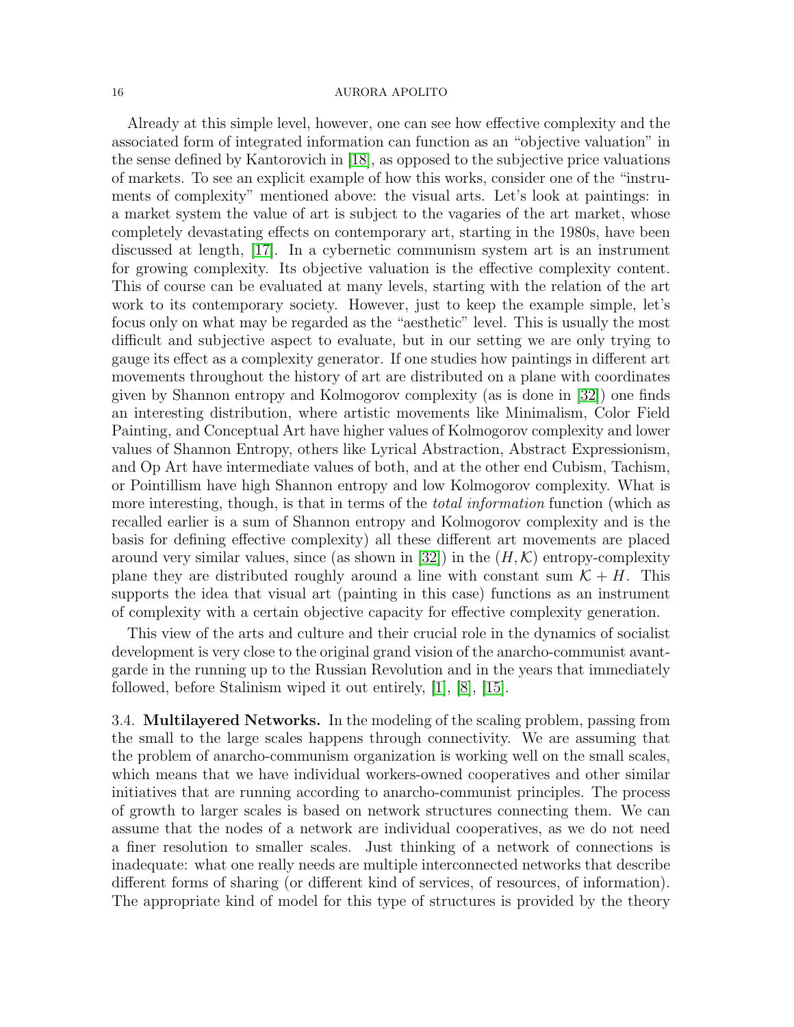Already at this simple level, however, one can see how effective complexity and the associated form of integrated information can function as an "objective valuation" in the sense defined by Kantorovich in [18], as opposed to the subjective price valuations of markets. To see an explicit example of how this works, consider one of the "instruments of complexity" mentioned above: the visual arts. Let's look at paintings: in a market system the value of art is subject to the vagaries of the art market, whose completely devastating effects on contemporary art, starting in the 1980s, have been discussed at length, [17]. In a cybernetic communism system art is an instrument for growing complexity. Its objective valuation is the effective complexity content. This of course can be evaluated at many levels, starting with the relation of the art work to its contemporary society. However, just to keep the example simple, let's focus only on what may be regarded as the "aesthetic" level. This is usually the most difficult and subjective aspect to evaluate, but in our setting we are only trying to gauge its effect as a complexity generator. If one studies how paintings in different art movements throughout the history of art are distributed on a plane with coordinates given by Shannon entropy and Kolmogorov complexity (as is done in [32]) one finds an interesting distribution, where artistic movements like Minimalism, Color Field Painting, and Conceptual Art have higher values of Kolmogorov complexity and lower values of Shannon Entropy, others like Lyrical Abstraction, Abstract Expressionism, and Op Art have intermediate values of both, and at the other end Cubism, Tachism, or Pointillism have high Shannon entropy and low Kolmogorov complexity. What is more interesting, though, is that in terms of the *total information* function (which as recalled earlier is a sum of Shannon entropy and Kolmogorov complexity and is the basis for defining effective complexity) all these different art movements are placed around very similar values, since (as shown in [32]) in the $(H, \mathcal{K})$ entropy-complexity plane they are distributed roughly around a line with constant sum $\mathcal{K} + H$. This supports the idea that visual art (painting in this case) functions as an instrument of complexity with a certain objective capacity for effective complexity generation.

This view of the arts and culture and their crucial role in the dynamics of socialist development is very close to the original grand vision of the anarcho-communist avant-garde in the running up to the Russian Revolution and in the years that immediately followed, before Stalinism wiped it out entirely, [1], [8], [15].

3.4. **Multilayered Networks.** In the modeling of the scaling problem, passing from the small to the large scales happens through connectivity. We are assuming that the problem of anarcho-communism organization is working well on the small scales, which means that we have individual workers-owned cooperatives and other similar initiatives that are running according to anarcho-communist principles. The process of growth to larger scales is based on network structures connecting them. We can assume that the nodes of a network are individual cooperatives, as we do not need a finer resolution to smaller scales. Just thinking of a network of connections is inadequate: what one really needs are multiple interconnected networks that describe different forms of sharing (or different kind of services, of resources, of information). The appropriate kind of model for this type of structures is provided by the theory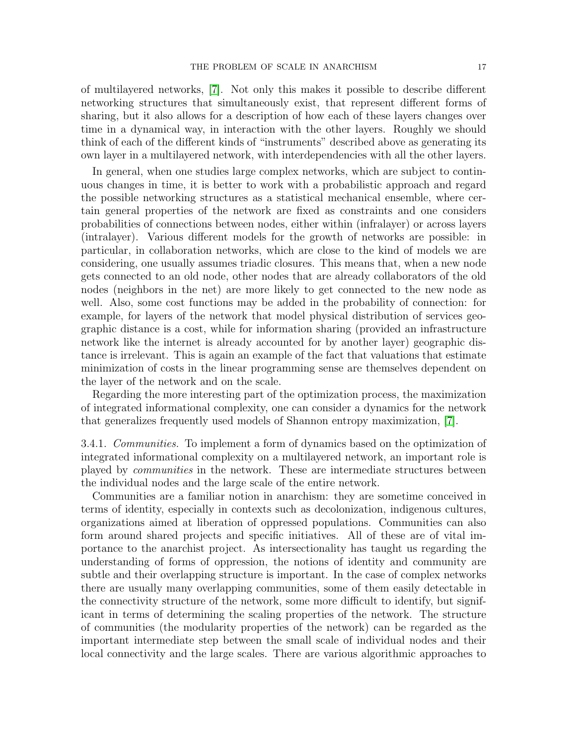of multilayered networks, [7]. Not only this makes it possible to describe different networking structures that simultaneously exist, that represent different forms of sharing, but it also allows for a description of how each of these layers changes over time in a dynamical way, in interaction with the other layers. Roughly we should think of each of the different kinds of "instruments" described above as generating its own layer in a multilayered network, with interdependencies with all the other layers.

In general, when one studies large complex networks, which are subject to continuous changes in time, it is better to work with a probabilistic approach and regard the possible networking structures as a statistical mechanical ensemble, where certain general properties of the network are fixed as constraints and one considers probabilities of connections between nodes, either within (infralayer) or across layers (intralayer). Various different models for the growth of networks are possible: in particular, in collaboration networks, which are close to the kind of models we are considering, one usually assumes triadic closures. This means that, when a new node gets connected to an old node, other nodes that are already collaborators of the old nodes (neighbors in the net) are more likely to get connected to the new node as well. Also, some cost functions may be added in the probability of connection: for example, for layers of the network that model physical distribution of services geographic distance is a cost, while for information sharing (provided an infrastructure network like the internet is already accounted for by another layer) geographic distance is irrelevant. This is again an example of the fact that valuations that estimate minimization of costs in the linear programming sense are themselves dependent on the layer of the network and on the scale.

Regarding the more interesting part of the optimization process, the maximization of integrated informational complexity, one can consider a dynamics for the network that generalizes frequently used models of Shannon entropy maximization, [7].

3.4.1. *Communities.* To implement a form of dynamics based on the optimization of integrated informational complexity on a multilayered network, an important role is played by *communities* in the network. These are intermediate structures between the individual nodes and the large scale of the entire network.

Communities are a familiar notion in anarchism: they are sometime conceived in terms of identity, especially in contexts such as decolonization, indigenous cultures, organizations aimed at liberation of oppressed populations. Communities can also form around shared projects and specific initiatives. All of these are of vital importance to the anarchist project. As intersectionality has taught us regarding the understanding of forms of oppression, the notions of identity and community are subtle and their overlapping structure is important. In the case of complex networks there are usually many overlapping communities, some of them easily detectable in the connectivity structure of the network, some more difficult to identify, but significant in terms of determining the scaling properties of the network. The structure of communities (the modularity properties of the network) can be regarded as the important intermediate step between the small scale of individual nodes and their local connectivity and the large scales. There are various algorithmic approaches to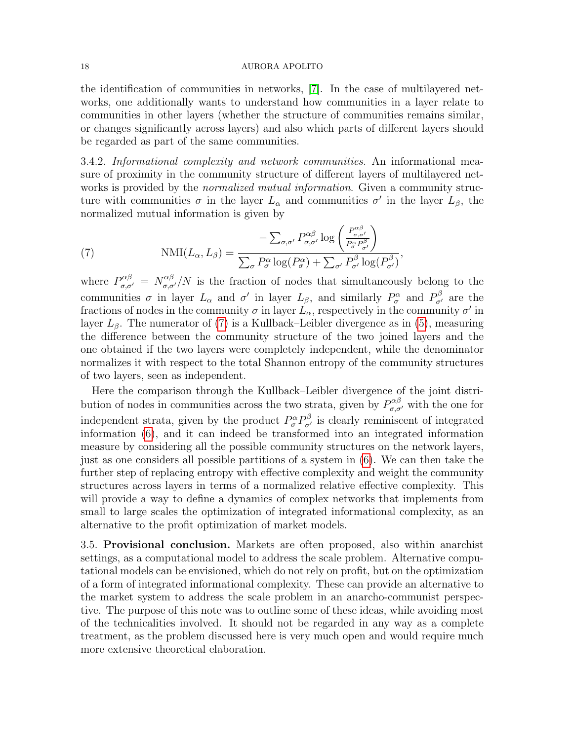the identification of communities in networks, [7]. In the case of multilayered networks, one additionally wants to understand how communities in a layer relate to communities in other layers (whether the structure of communities remains similar, or changes significantly across layers) and also which parts of different layers should be regarded as part of the same communities.

3.4.2. *Informational complexity and network communities.* An informational measure of proximity in the community structure of different layers of multilayered networks is provided by the *normalized mutual information*. Given a community structure with communities $\sigma$ in the layer $L_\alpha$ and communities $\sigma'$ in the layer $L_\beta$, the normalized mutual information is given by

$$\text{NMI}(L_\alpha, L_\beta) = \frac{-\sum_{\sigma,\sigma'} P^{\alpha\beta}_{\sigma,\sigma'} \log\left(\frac{P^{\alpha\beta}_{\sigma,\sigma'}}{P^\alpha_\sigma P^\beta_{\sigma'}}\right)}{\sum_\sigma P^\alpha_\sigma \log(P^\alpha_\sigma) + \sum_{\sigma'} P^\beta_{\sigma'} \log(P^\beta_{\sigma'})}, \tag{7}$$

where $P^{\alpha\beta}_{\sigma,\sigma'} = N^{\alpha\beta}_{\sigma,\sigma'}/N$ is the fraction of nodes that simultaneously belong to the communities $\sigma$ in layer $L_\alpha$ and $\sigma'$ in layer $L_\beta$, and similarly $P^\alpha_\sigma$ and $P^\beta_{\sigma'}$ are the fractions of nodes in the community $\sigma$ in layer $L_\alpha$, respectively in the community $\sigma'$ in layer $L_\beta$. The numerator of (7) is a Kullback–Leibler divergence as in (5), measuring the difference between the community structure of the two joined layers and the one obtained if the two layers were completely independent, while the denominator normalizes it with respect to the total Shannon entropy of the community structures of two layers, seen as independent.

Here the comparison through the Kullback–Leibler divergence of the joint distribution of nodes in communities across the two strata, given by $P^{\alpha\beta}_{\sigma,\sigma'}$ with the one for independent strata, given by the product $P^\alpha_\sigma P^\beta_{\sigma'}$ is clearly reminiscent of integrated information (6), and it can indeed be transformed into an integrated information measure by considering all the possible community structures on the network layers, just as one considers all possible partitions of a system in (6). We can then take the further step of replacing entropy with effective complexity and weight the community structures across layers in terms of a normalized relative effective complexity. This will provide a way to define a dynamics of complex networks that implements from small to large scales the optimization of integrated informational complexity, as an alternative to the profit optimization of market models.

3.5. **Provisional conclusion.** Markets are often proposed, also within anarchist settings, as a computational model to address the scale problem. Alternative computational models can be envisioned, which do not rely on profit, but on the optimization of a form of integrated informational complexity. These can provide an alternative to the market system to address the scale problem in an anarcho-communist perspective. The purpose of this note was to outline some of these ideas, while avoiding most of the technicalities involved. It should not be regarded in any way as a complete treatment, as the problem discussed here is very much open and would require much more extensive theoretical elaboration.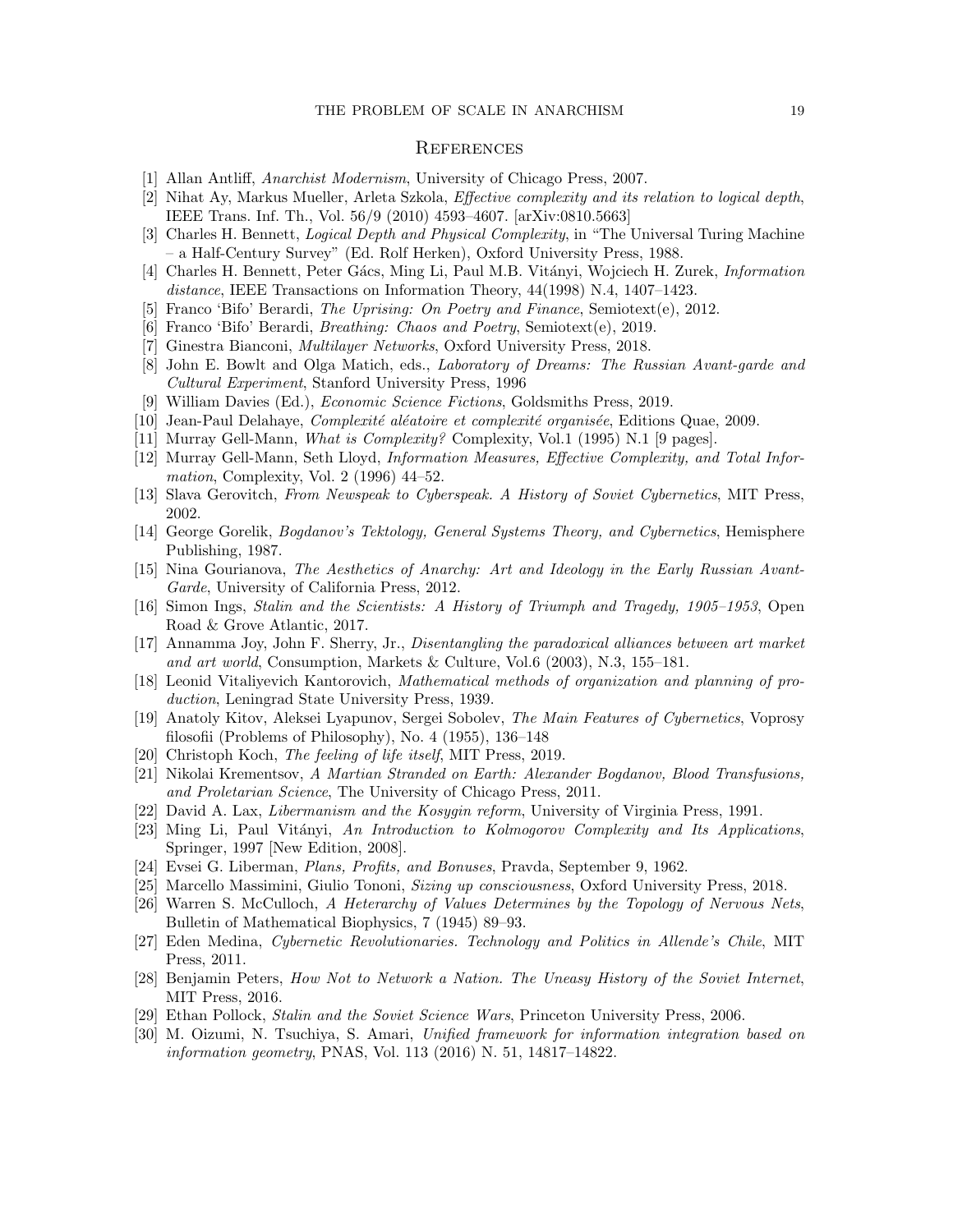## References

[1] Allan Antliff, *Anarchist Modernism*, University of Chicago Press, 2007.

[2] Nihat Ay, Markus Mueller, Arleta Szkola, *Effective complexity and its relation to logical depth*, IEEE Trans. Inf. Th., Vol. 56/9 (2010) 4593–4607. [arXiv:0810.5663]

[3] Charles H. Bennett, *Logical Depth and Physical Complexity*, in "The Universal Turing Machine – a Half-Century Survey" (Ed. Rolf Herken), Oxford University Press, 1988.

[4] Charles H. Bennett, Peter Gács, Ming Li, Paul M.B. Vitányi, Wojciech H. Zurek, *Information distance*, IEEE Transactions on Information Theory, 44(1998) N.4, 1407–1423.

[5] Franco 'Bifo' Berardi, *The Uprising: On Poetry and Finance*, Semiotext(e), 2012.

[6] Franco 'Bifo' Berardi, *Breathing: Chaos and Poetry*, Semiotext(e), 2019.

[7] Ginestra Bianconi, *Multilayer Networks*, Oxford University Press, 2018.

[8] John E. Bowlt and Olga Matich, eds., *Laboratory of Dreams: The Russian Avant-garde and Cultural Experiment*, Stanford University Press, 1996

[9] William Davies (Ed.), *Economic Science Fictions*, Goldsmiths Press, 2019.

[10] Jean-Paul Delahaye, *Complexité aléatoire et complexité organisée*, Editions Quae, 2009.

[11] Murray Gell-Mann, *What is Complexity?* Complexity, Vol.1 (1995) N.1 [9 pages].

[12] Murray Gell-Mann, Seth Lloyd, *Information Measures, Effective Complexity, and Total Information*, Complexity, Vol. 2 (1996) 44–52.

[13] Slava Gerovitch, *From Newspeak to Cyberspeak. A History of Soviet Cybernetics*, MIT Press, 2002.

[14] George Gorelik, *Bogdanov's Tektology, General Systems Theory, and Cybernetics*, Hemisphere Publishing, 1987.

[15] Nina Gourianova, *The Aesthetics of Anarchy: Art and Ideology in the Early Russian Avant-Garde*, University of California Press, 2012.

[16] Simon Ings, *Stalin and the Scientists: A History of Triumph and Tragedy, 1905–1953*, Open Road & Grove Atlantic, 2017.

[17] Annamma Joy, John F. Sherry, Jr., *Disentangling the paradoxical alliances between art market and art world*, Consumption, Markets & Culture, Vol.6 (2003), N.3, 155–181.

[18] Leonid Vitaliyevich Kantorovich, *Mathematical methods of organization and planning of production*, Leningrad State University Press, 1939.

[19] Anatoly Kitov, Aleksei Lyapunov, Sergei Sobolev, *The Main Features of Cybernetics*, Voprosy filosofii (Problems of Philosophy), No. 4 (1955), 136–148

[20] Christoph Koch, *The feeling of life itself*, MIT Press, 2019.

[21] Nikolai Krementsov, *A Martian Stranded on Earth: Alexander Bogdanov, Blood Transfusions, and Proletarian Science*, The University of Chicago Press, 2011.

[22] David A. Lax, *Libermanism and the Kosygin reform*, University of Virginia Press, 1991.

[23] Ming Li, Paul Vitányi, *An Introduction to Kolmogorov Complexity and Its Applications*, Springer, 1997 [New Edition, 2008].

[24] Evsei G. Liberman, *Plans, Profits, and Bonuses*, Pravda, September 9, 1962.

[25] Marcello Massimini, Giulio Tononi, *Sizing up consciousness*, Oxford University Press, 2018.

[26] Warren S. McCulloch, *A Heterarchy of Values Determines by the Topology of Nervous Nets*, Bulletin of Mathematical Biophysics, 7 (1945) 89–93.

[27] Eden Medina, *Cybernetic Revolutionaries. Technology and Politics in Allende's Chile*, MIT Press, 2011.

[28] Benjamin Peters, *How Not to Network a Nation. The Uneasy History of the Soviet Internet*, MIT Press, 2016.

[29] Ethan Pollock, *Stalin and the Soviet Science Wars*, Princeton University Press, 2006.

[30] M. Oizumi, N. Tsuchiya, S. Amari, *Unified framework for information integration based on information geometry*, PNAS, Vol. 113 (2016) N. 51, 14817–14822.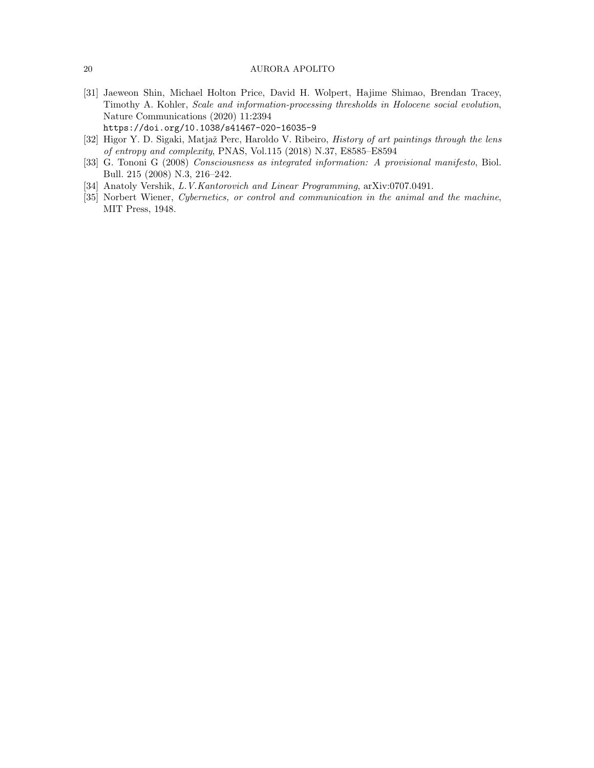[31] Jaeweon Shin, Michael Holton Price, David H. Wolpert, Hajime Shimao, Brendan Tracey, Timothy A. Kohler, *Scale and information-processing thresholds in Holocene social evolution*, Nature Communications (2020) 11:2394
`https://doi.org/10.1038/s41467-020-16035-9`

[32] Higor Y. D. Sigaki, Matjaž Perc, Haroldo V. Ribeiro, *History of art paintings through the lens of entropy and complexity*, PNAS, Vol.115 (2018) N.37, E8585–E8594

[33] G. Tononi G (2008) *Consciousness as integrated information: A provisional manifesto*, Biol. Bull. 215 (2008) N.3, 216–242.

[34] Anatoly Vershik, *L.V.Kantorovich and Linear Programming*, arXiv:0707.0491.

[35] Norbert Wiener, *Cybernetics, or control and communication in the animal and the machine*, MIT Press, 1948.